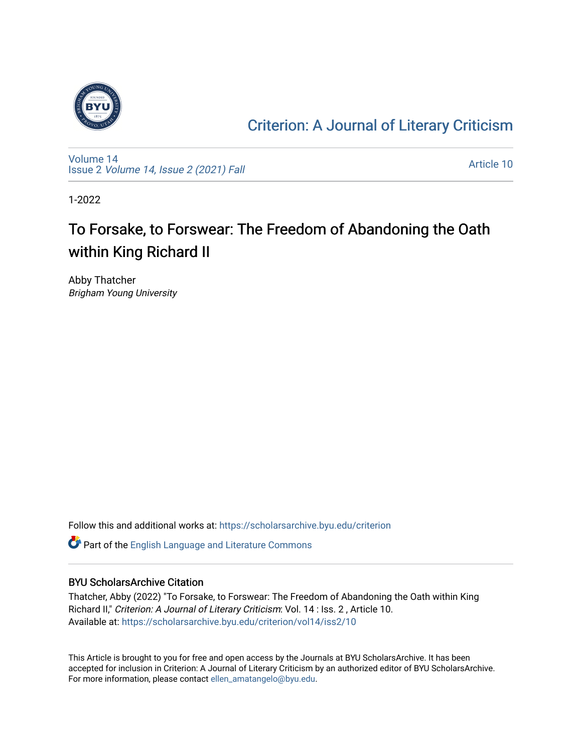# Criterion: A Journal of Literary Criticism

Volume 14
Issue 2 *Volume 14, Issue 2 (2021) Fall*

Article 10

1-2022

## To Forsake, to Forswear: The Freedom of Abandoning the Oath within King Richard II

Abby Thatcher
*Brigham Young University*

Follow this and additional works at: https://scholarsarchive.byu.edu/criterion

Part of the English Language and Literature Commons

### BYU ScholarsArchive Citation

Thatcher, Abby (2022) "To Forsake, to Forswear: The Freedom of Abandoning the Oath within King Richard II," *Criterion: A Journal of Literary Criticism*: Vol. 14 : Iss. 2 , Article 10.
Available at: https://scholarsarchive.byu.edu/criterion/vol14/iss2/10

This Article is brought to you for free and open access by the Journals at BYU ScholarsArchive. It has been accepted for inclusion in Criterion: A Journal of Literary Criticism by an authorized editor of BYU ScholarsArchive. For more information, please contact ellen_amatangelo@byu.edu.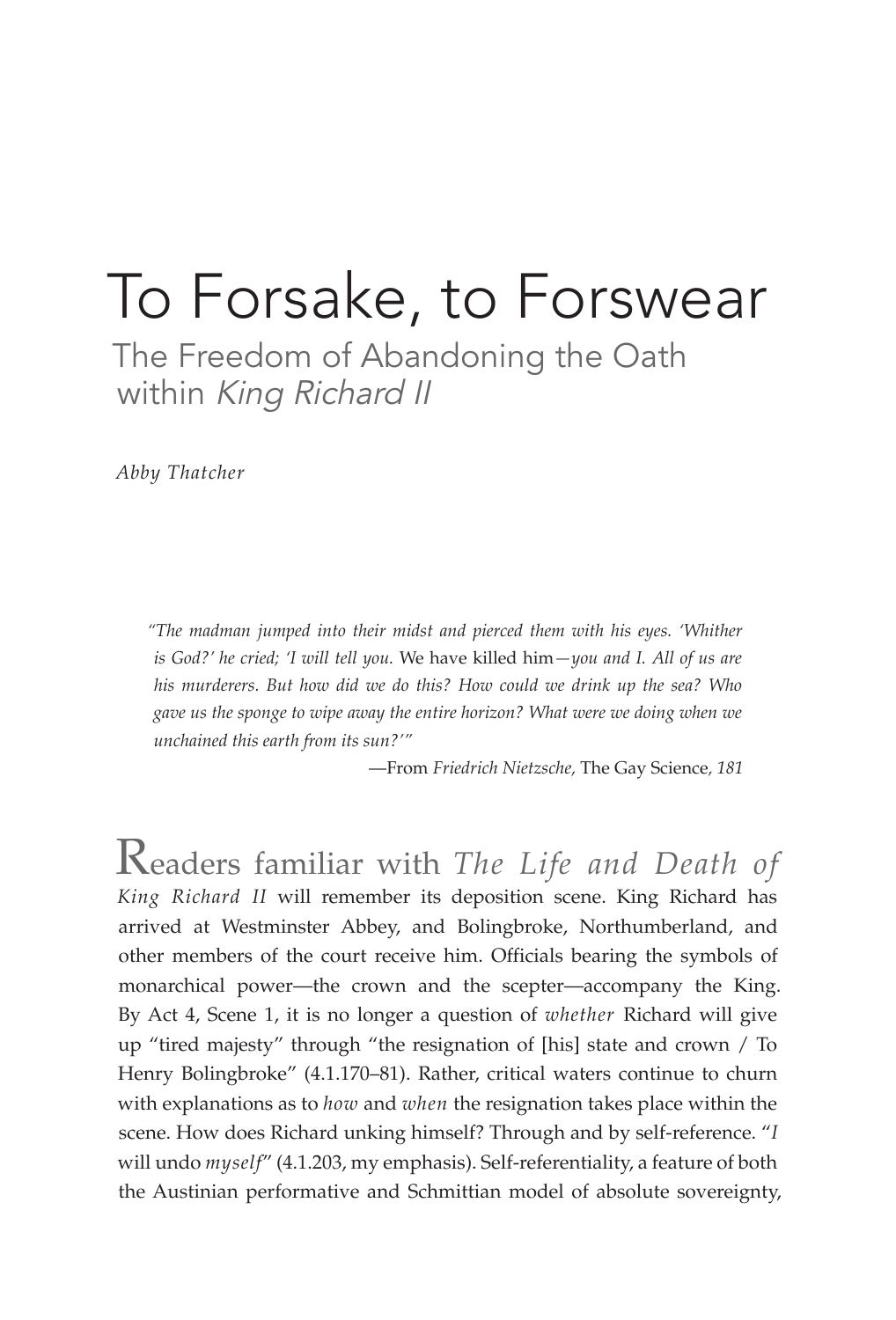# To Forsake, to Forswear

## The Freedom of Abandoning the Oath within *King Richard II*

*Abby Thatcher*

> *"The madman jumped into their midst and pierced them with his eyes. 'Whither is God?' he cried; 'I will tell you.* We have killed him*—you and I. All of us are his murderers. But how did we do this? How could we drink up the sea? Who gave us the sponge to wipe away the entire horizon? What were we doing when we unchained this earth from its sun?'"*
>
> —From *Friedrich Nietzsche,* The Gay Science*, 181*

Readers familiar with *The Life and Death of King Richard II* will remember its deposition scene. King Richard has arrived at Westminster Abbey, and Bolingbroke, Northumberland, and other members of the court receive him. Officials bearing the symbols of monarchical power—the crown and the scepter—accompany the King. By Act 4, Scene 1, it is no longer a question of *whether* Richard will give up "tired majesty" through "the resignation of [his] state and crown / To Henry Bolingbroke" (4.1.170–81). Rather, critical waters continue to churn with explanations as to *how* and *when* the resignation takes place within the scene. How does Richard unking himself? Through and by self-reference. "*I* will undo *myself*" (4.1.203, my emphasis). Self-referentiality, a feature of both the Austinian performative and Schmittian model of absolute sovereignty,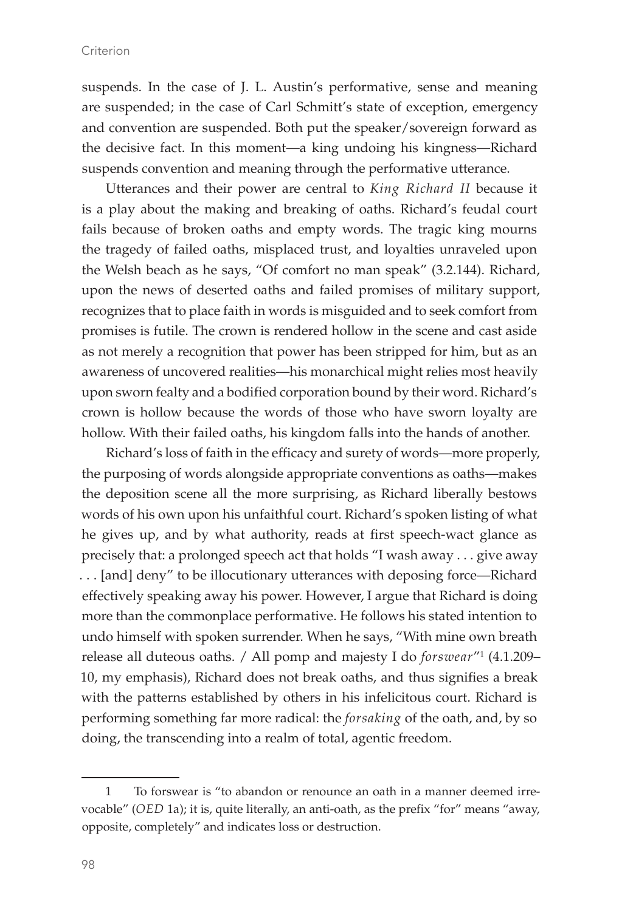suspends. In the case of J. L. Austin's performative, sense and meaning are suspended; in the case of Carl Schmitt's state of exception, emergency and convention are suspended. Both put the speaker/sovereign forward as the decisive fact. In this moment—a king undoing his kingness—Richard suspends convention and meaning through the performative utterance.

Utterances and their power are central to *King Richard II* because it is a play about the making and breaking of oaths. Richard's feudal court fails because of broken oaths and empty words. The tragic king mourns the tragedy of failed oaths, misplaced trust, and loyalties unraveled upon the Welsh beach as he says, "Of comfort no man speak" (3.2.144). Richard, upon the news of deserted oaths and failed promises of military support, recognizes that to place faith in words is misguided and to seek comfort from promises is futile. The crown is rendered hollow in the scene and cast aside as not merely a recognition that power has been stripped for him, but as an awareness of uncovered realities—his monarchical might relies most heavily upon sworn fealty and a bodified corporation bound by their word. Richard's crown is hollow because the words of those who have sworn loyalty are hollow. With their failed oaths, his kingdom falls into the hands of another.

Richard's loss of faith in the efficacy and surety of words—more properly, the purposing of words alongside appropriate conventions as oaths—makes the deposition scene all the more surprising, as Richard liberally bestows words of his own upon his unfaithful court. Richard's spoken listing of what he gives up, and by what authority, reads at first speech-wact glance as precisely that: a prolonged speech act that holds "I wash away . . . give away . . . [and] deny" to be illocutionary utterances with deposing force—Richard effectively speaking away his power. However, I argue that Richard is doing more than the commonplace performative. He follows his stated intention to undo himself with spoken surrender. When he says, "With mine own breath release all duteous oaths. / All pomp and majesty I do *forswear*"[1] (4.1.209–10, my emphasis), Richard does not break oaths, and thus signifies a break with the patterns established by others in his infelicitous court. Richard is performing something far more radical: the *forsaking* of the oath, and, by so doing, the transcending into a realm of total, agentic freedom.

---

1 To forswear is "to abandon or renounce an oath in a manner deemed irrevocable" (*OED* 1a); it is, quite literally, an anti-oath, as the prefix "for" means "away, opposite, completely" and indicates loss or destruction.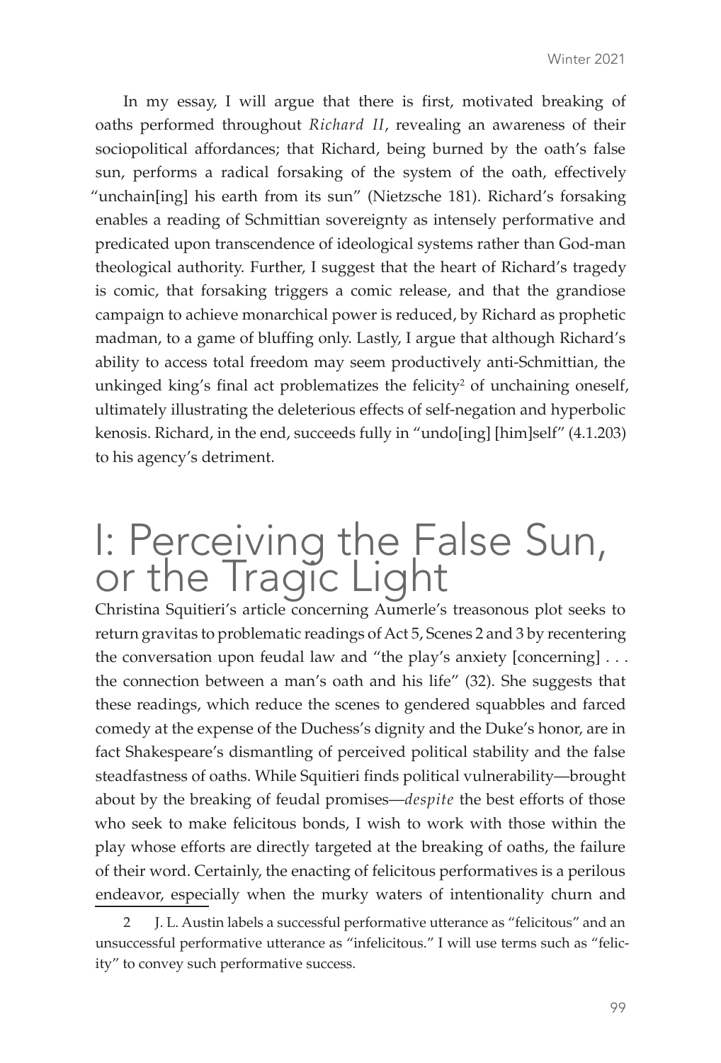In my essay, I will argue that there is first, motivated breaking of oaths performed throughout *Richard II*, revealing an awareness of their sociopolitical affordances; that Richard, being burned by the oath's false sun, performs a radical forsaking of the system of the oath, effectively "unchain[ing] his earth from its sun" (Nietzsche 181). Richard's forsaking enables a reading of Schmittian sovereignty as intensely performative and predicated upon transcendence of ideological systems rather than God-man theological authority. Further, I suggest that the heart of Richard's tragedy is comic, that forsaking triggers a comic release, and that the grandiose campaign to achieve monarchical power is reduced, by Richard as prophetic madman, to a game of bluffing only. Lastly, I argue that although Richard's ability to access total freedom may seem productively anti-Schmittian, the unkinged king's final act problematizes the felicity[2] of unchaining oneself, ultimately illustrating the deleterious effects of self-negation and hyperbolic kenosis. Richard, in the end, succeeds fully in "undo[ing] [him]self" (4.1.203) to his agency's detriment.

# I: Perceiving the False Sun, or the Tragic Light

Christina Squitieri's article concerning Aumerle's treasonous plot seeks to return gravitas to problematic readings of Act 5, Scenes 2 and 3 by recentering the conversation upon feudal law and "the play's anxiety [concerning] . . . the connection between a man's oath and his life" (32). She suggests that these readings, which reduce the scenes to gendered squabbles and farced comedy at the expense of the Duchess's dignity and the Duke's honor, are in fact Shakespeare's dismantling of perceived political stability and the false steadfastness of oaths. While Squitieri finds political vulnerability—brought about by the breaking of feudal promises—*despite* the best efforts of those who seek to make felicitous bonds, I wish to work with those within the play whose efforts are directly targeted at the breaking of oaths, the failure of their word. Certainly, the enacting of felicitous performatives is a perilous endeavor, especially when the murky waters of intentionality churn and

2 J. L. Austin labels a successful performative utterance as "felicitous" and an unsuccessful performative utterance as "infelicitous." I will use terms such as "felicity" to convey such performative success.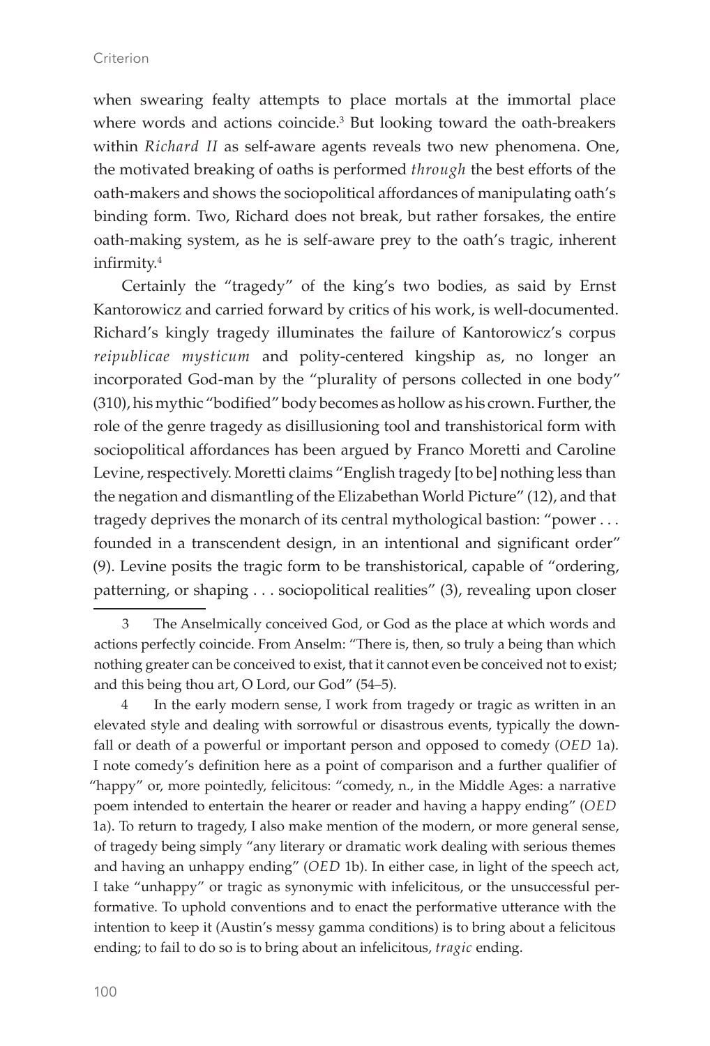when swearing fealty attempts to place mortals at the immortal place where words and actions coincide.[3] But looking toward the oath-breakers within *Richard II* as self-aware agents reveals two new phenomena. One, the motivated breaking of oaths is performed *through* the best efforts of the oath-makers and shows the sociopolitical affordances of manipulating oath's binding form. Two, Richard does not break, but rather forsakes, the entire oath-making system, as he is self-aware prey to the oath's tragic, inherent infirmity.[4]

Certainly the "tragedy" of the king's two bodies, as said by Ernst Kantorowicz and carried forward by critics of his work, is well-documented. Richard's kingly tragedy illuminates the failure of Kantorowicz's corpus *reipublicae mysticum* and polity-centered kingship as, no longer an incorporated God-man by the "plurality of persons collected in one body" (310), his mythic "bodified" body becomes as hollow as his crown. Further, the role of the genre tragedy as disillusioning tool and transhistorical form with sociopolitical affordances has been argued by Franco Moretti and Caroline Levine, respectively. Moretti claims "English tragedy [to be] nothing less than the negation and dismantling of the Elizabethan World Picture" (12), and that tragedy deprives the monarch of its central mythological bastion: "power . . . founded in a transcendent design, in an intentional and significant order" (9). Levine posits the tragic form to be transhistorical, capable of "ordering, patterning, or shaping . . . sociopolitical realities" (3), revealing upon closer

---

3 The Anselmically conceived God, or God as the place at which words and actions perfectly coincide. From Anselm: "There is, then, so truly a being than which nothing greater can be conceived to exist, that it cannot even be conceived not to exist; and this being thou art, O Lord, our God" (54–5).

4 In the early modern sense, I work from tragedy or tragic as written in an elevated style and dealing with sorrowful or disastrous events, typically the downfall or death of a powerful or important person and opposed to comedy (*OED* 1a). I note comedy's definition here as a point of comparison and a further qualifier of "happy" or, more pointedly, felicitous: "comedy, n., in the Middle Ages: a narrative poem intended to entertain the hearer or reader and having a happy ending" (*OED* 1a). To return to tragedy, I also make mention of the modern, or more general sense, of tragedy being simply "any literary or dramatic work dealing with serious themes and having an unhappy ending" (*OED* 1b). In either case, in light of the speech act, I take "unhappy" or tragic as synonymic with infelicitous, or the unsuccessful performative. To uphold conventions and to enact the performative utterance with the intention to keep it (Austin's messy gamma conditions) is to bring about a felicitous ending; to fail to do so is to bring about an infelicitous, *tragic* ending.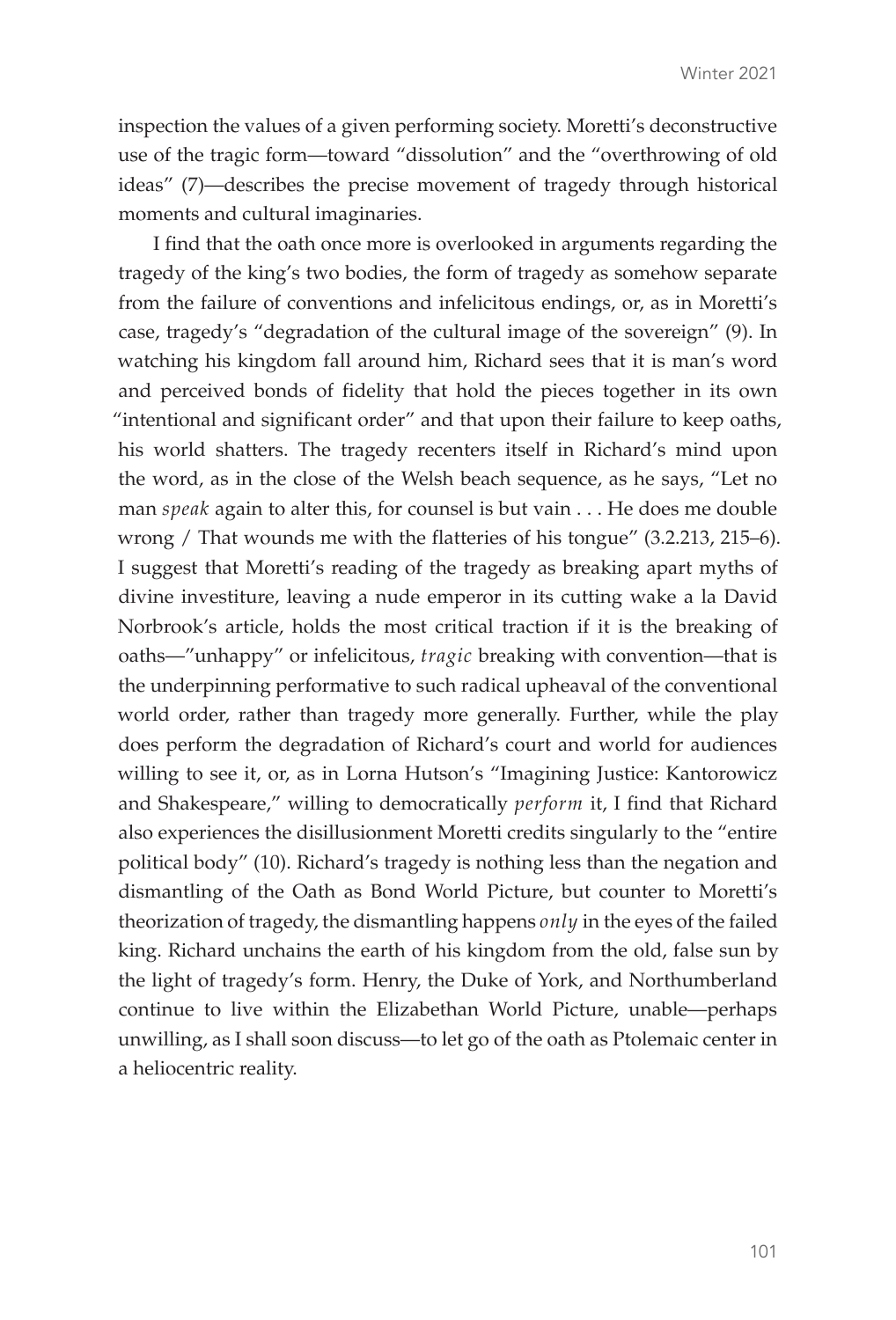inspection the values of a given performing society. Moretti's deconstructive use of the tragic form—toward "dissolution" and the "overthrowing of old ideas" (7)—describes the precise movement of tragedy through historical moments and cultural imaginaries.

I find that the oath once more is overlooked in arguments regarding the tragedy of the king's two bodies, the form of tragedy as somehow separate from the failure of conventions and infelicitous endings, or, as in Moretti's case, tragedy's "degradation of the cultural image of the sovereign" (9). In watching his kingdom fall around him, Richard sees that it is man's word and perceived bonds of fidelity that hold the pieces together in its own "intentional and significant order" and that upon their failure to keep oaths, his world shatters. The tragedy recenters itself in Richard's mind upon the word, as in the close of the Welsh beach sequence, as he says, "Let no man *speak* again to alter this, for counsel is but vain . . . He does me double wrong / That wounds me with the flatteries of his tongue" (3.2.213, 215–6). I suggest that Moretti's reading of the tragedy as breaking apart myths of divine investiture, leaving a nude emperor in its cutting wake a la David Norbrook's article, holds the most critical traction if it is the breaking of oaths—"unhappy" or infelicitous, *tragic* breaking with convention—that is the underpinning performative to such radical upheaval of the conventional world order, rather than tragedy more generally. Further, while the play does perform the degradation of Richard's court and world for audiences willing to see it, or, as in Lorna Hutson's "Imagining Justice: Kantorowicz and Shakespeare," willing to democratically *perform* it, I find that Richard also experiences the disillusionment Moretti credits singularly to the "entire political body" (10). Richard's tragedy is nothing less than the negation and dismantling of the Oath as Bond World Picture, but counter to Moretti's theorization of tragedy, the dismantling happens *only* in the eyes of the failed king. Richard unchains the earth of his kingdom from the old, false sun by the light of tragedy's form. Henry, the Duke of York, and Northumberland continue to live within the Elizabethan World Picture, unable—perhaps unwilling, as I shall soon discuss—to let go of the oath as Ptolemaic center in a heliocentric reality.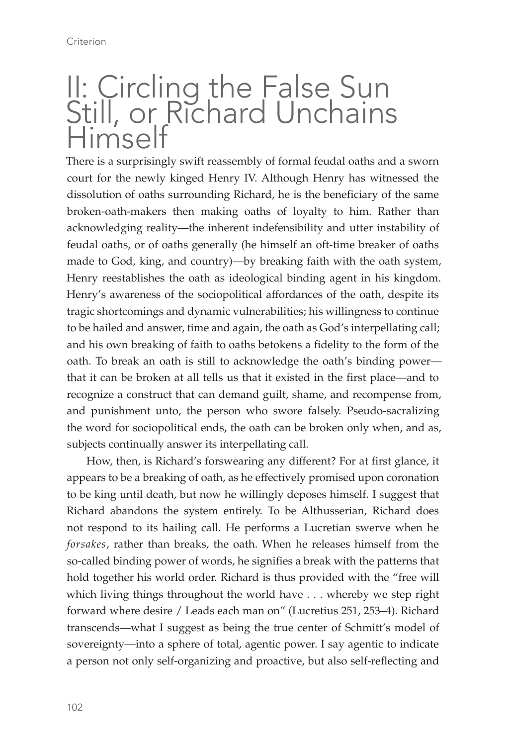# II: Circling the False Sun Still, or Richard Unchains Himself

There is a surprisingly swift reassembly of formal feudal oaths and a sworn court for the newly kinged Henry IV. Although Henry has witnessed the dissolution of oaths surrounding Richard, he is the beneficiary of the same broken-oath-makers then making oaths of loyalty to him. Rather than acknowledging reality—the inherent indefensibility and utter instability of feudal oaths, or of oaths generally (he himself an oft-time breaker of oaths made to God, king, and country)—by breaking faith with the oath system, Henry reestablishes the oath as ideological binding agent in his kingdom. Henry's awareness of the sociopolitical affordances of the oath, despite its tragic shortcomings and dynamic vulnerabilities; his willingness to continue to be hailed and answer, time and again, the oath as God's interpellating call; and his own breaking of faith to oaths betokens a fidelity to the form of the oath. To break an oath is still to acknowledge the oath's binding power—that it can be broken at all tells us that it existed in the first place—and to recognize a construct that can demand guilt, shame, and recompense from, and punishment unto, the person who swore falsely. Pseudo-sacralizing the word for sociopolitical ends, the oath can be broken only when, and as, subjects continually answer its interpellating call.

How, then, is Richard's forswearing any different? For at first glance, it appears to be a breaking of oath, as he effectively promised upon coronation to be king until death, but now he willingly deposes himself. I suggest that Richard abandons the system entirely. To be Althusserian, Richard does not respond to its hailing call. He performs a Lucretian swerve when he *forsakes*, rather than breaks, the oath. When he releases himself from the so-called binding power of words, he signifies a break with the patterns that hold together his world order. Richard is thus provided with the "free will which living things throughout the world have . . . whereby we step right forward where desire / Leads each man on" (Lucretius 251, 253–4). Richard transcends—what I suggest as being the true center of Schmitt's model of sovereignty—into a sphere of total, agentic power. I say agentic to indicate a person not only self-organizing and proactive, but also self-reflecting and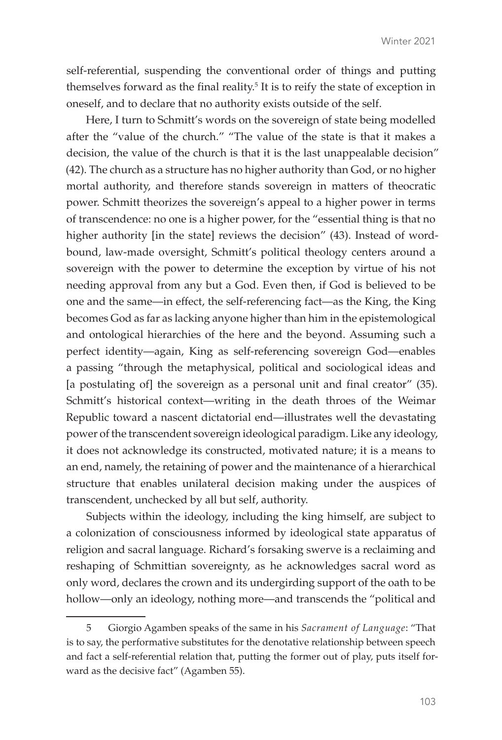self-referential, suspending the conventional order of things and putting themselves forward as the final reality.[5] It is to reify the state of exception in oneself, and to declare that no authority exists outside of the self.

Here, I turn to Schmitt's words on the sovereign of state being modelled after the "value of the church." "The value of the state is that it makes a decision, the value of the church is that it is the last unappealable decision" (42). The church as a structure has no higher authority than God, or no higher mortal authority, and therefore stands sovereign in matters of theocratic power. Schmitt theorizes the sovereign's appeal to a higher power in terms of transcendence: no one is a higher power, for the "essential thing is that no higher authority [in the state] reviews the decision" (43). Instead of word-bound, law-made oversight, Schmitt's political theology centers around a sovereign with the power to determine the exception by virtue of his not needing approval from any but a God. Even then, if God is believed to be one and the same—in effect, the self-referencing fact—as the King, the King becomes God as far as lacking anyone higher than him in the epistemological and ontological hierarchies of the here and the beyond. Assuming such a perfect identity—again, King as self-referencing sovereign God—enables a passing "through the metaphysical, political and sociological ideas and [a postulating of] the sovereign as a personal unit and final creator" (35). Schmitt's historical context—writing in the death throes of the Weimar Republic toward a nascent dictatorial end—illustrates well the devastating power of the transcendent sovereign ideological paradigm. Like any ideology, it does not acknowledge its constructed, motivated nature; it is a means to an end, namely, the retaining of power and the maintenance of a hierarchical structure that enables unilateral decision making under the auspices of transcendent, unchecked by all but self, authority.

Subjects within the ideology, including the king himself, are subject to a colonization of consciousness informed by ideological state apparatus of religion and sacral language. Richard's forsaking swerve is a reclaiming and reshaping of Schmittian sovereignty, as he acknowledges sacral word as only word, declares the crown and its undergirding support of the oath to be hollow—only an ideology, nothing more—and transcends the "political and

---

5 Giorgio Agamben speaks of the same in his *Sacrament of Language*: "That is to say, the performative substitutes for the denotative relationship between speech and fact a self-referential relation that, putting the former out of play, puts itself forward as the decisive fact" (Agamben 55).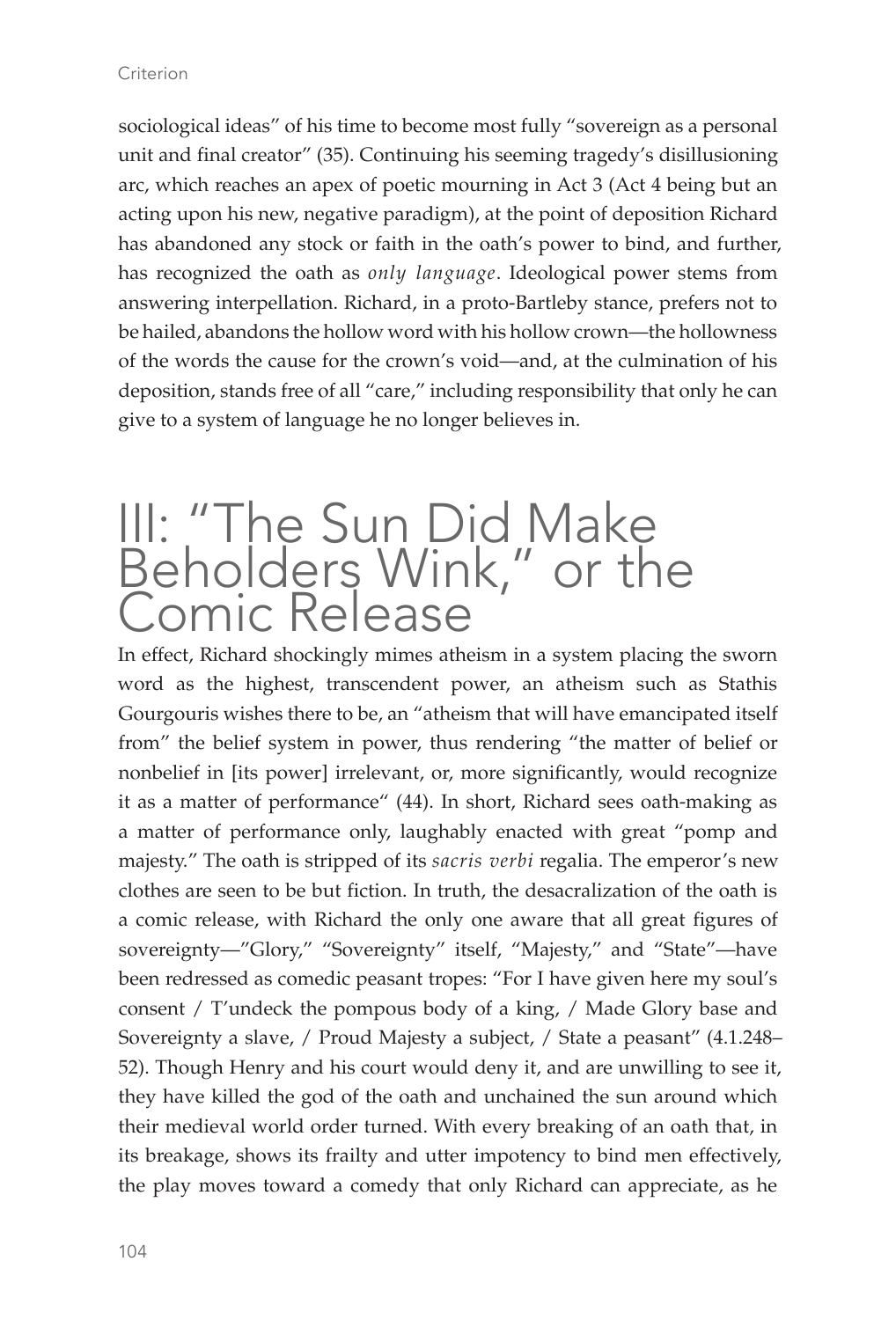sociological ideas" of his time to become most fully "sovereign as a personal unit and final creator" (35). Continuing his seeming tragedy's disillusioning arc, which reaches an apex of poetic mourning in Act 3 (Act 4 being but an acting upon his new, negative paradigm), at the point of deposition Richard has abandoned any stock or faith in the oath's power to bind, and further, has recognized the oath as *only language*. Ideological power stems from answering interpellation. Richard, in a proto-Bartleby stance, prefers not to be hailed, abandons the hollow word with his hollow crown—the hollowness of the words the cause for the crown's void—and, at the culmination of his deposition, stands free of all "care," including responsibility that only he can give to a system of language he no longer believes in.

# III: "The Sun Did Make Beholders Wink," or the Comic Release

In effect, Richard shockingly mimes atheism in a system placing the sworn word as the highest, transcendent power, an atheism such as Stathis Gourgouris wishes there to be, an "atheism that will have emancipated itself from" the belief system in power, thus rendering "the matter of belief or nonbelief in [its power] irrelevant, or, more significantly, would recognize it as a matter of performance" (44). In short, Richard sees oath-making as a matter of performance only, laughably enacted with great "pomp and majesty." The oath is stripped of its *sacris verbi* regalia. The emperor's new clothes are seen to be but fiction. In truth, the desacralization of the oath is a comic release, with Richard the only one aware that all great figures of sovereignty—"Glory," "Sovereignty" itself, "Majesty," and "State"—have been redressed as comedic peasant tropes: "For I have given here my soul's consent / T'undeck the pompous body of a king, / Made Glory base and Sovereignty a slave, / Proud Majesty a subject, / State a peasant" (4.1.248–52). Though Henry and his court would deny it, and are unwilling to see it, they have killed the god of the oath and unchained the sun around which their medieval world order turned. With every breaking of an oath that, in its breakage, shows its frailty and utter impotency to bind men effectively, the play moves toward a comedy that only Richard can appreciate, as he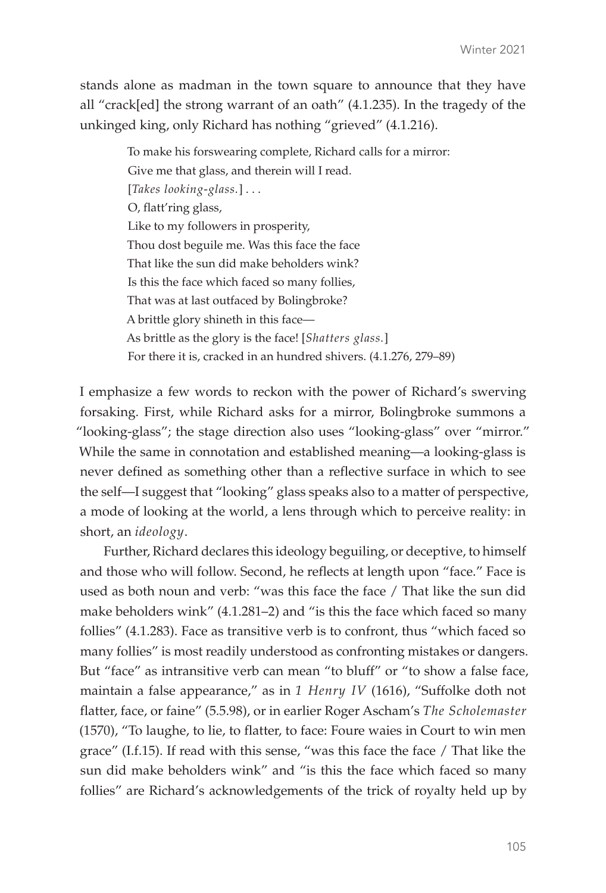stands alone as madman in the town square to announce that they have all "crack[ed] the strong warrant of an oath" (4.1.235). In the tragedy of the unkinged king, only Richard has nothing "grieved" (4.1.216).

> To make his forswearing complete, Richard calls for a mirror:
> Give me that glass, and therein will I read.
> [*Takes looking-glass.*] . . .
> O, flatt'ring glass,
> Like to my followers in prosperity,
> Thou dost beguile me. Was this face the face
> That like the sun did make beholders wink?
> Is this the face which faced so many follies,
> That was at last outfaced by Bolingbroke?
> A brittle glory shineth in this face—
> As brittle as the glory is the face! [*Shatters glass.*]
> For there it is, cracked in an hundred shivers. (4.1.276, 279–89)

I emphasize a few words to reckon with the power of Richard's swerving forsaking. First, while Richard asks for a mirror, Bolingbroke summons a "looking-glass"; the stage direction also uses "looking-glass" over "mirror." While the same in connotation and established meaning—a looking-glass is never defined as something other than a reflective surface in which to see the self—I suggest that "looking" glass speaks also to a matter of perspective, a mode of looking at the world, a lens through which to perceive reality: in short, an *ideology*.

Further, Richard declares this ideology beguiling, or deceptive, to himself and those who will follow. Second, he reflects at length upon "face." Face is used as both noun and verb: "was this face the face / That like the sun did make beholders wink" (4.1.281–2) and "is this the face which faced so many follies" (4.1.283). Face as transitive verb is to confront, thus "which faced so many follies" is most readily understood as confronting mistakes or dangers. But "face" as intransitive verb can mean "to bluff" or "to show a false face, maintain a false appearance," as in *1 Henry IV* (1616), "Suffolke doth not flatter, face, or faine" (5.5.98), or in earlier Roger Ascham's *The Scholemaster* (1570), "To laughe, to lie, to flatter, to face: Foure waies in Court to win men grace" (I.f.15). If read with this sense, "was this face the face / That like the sun did make beholders wink" and "is this the face which faced so many follies" are Richard's acknowledgements of the trick of royalty held up by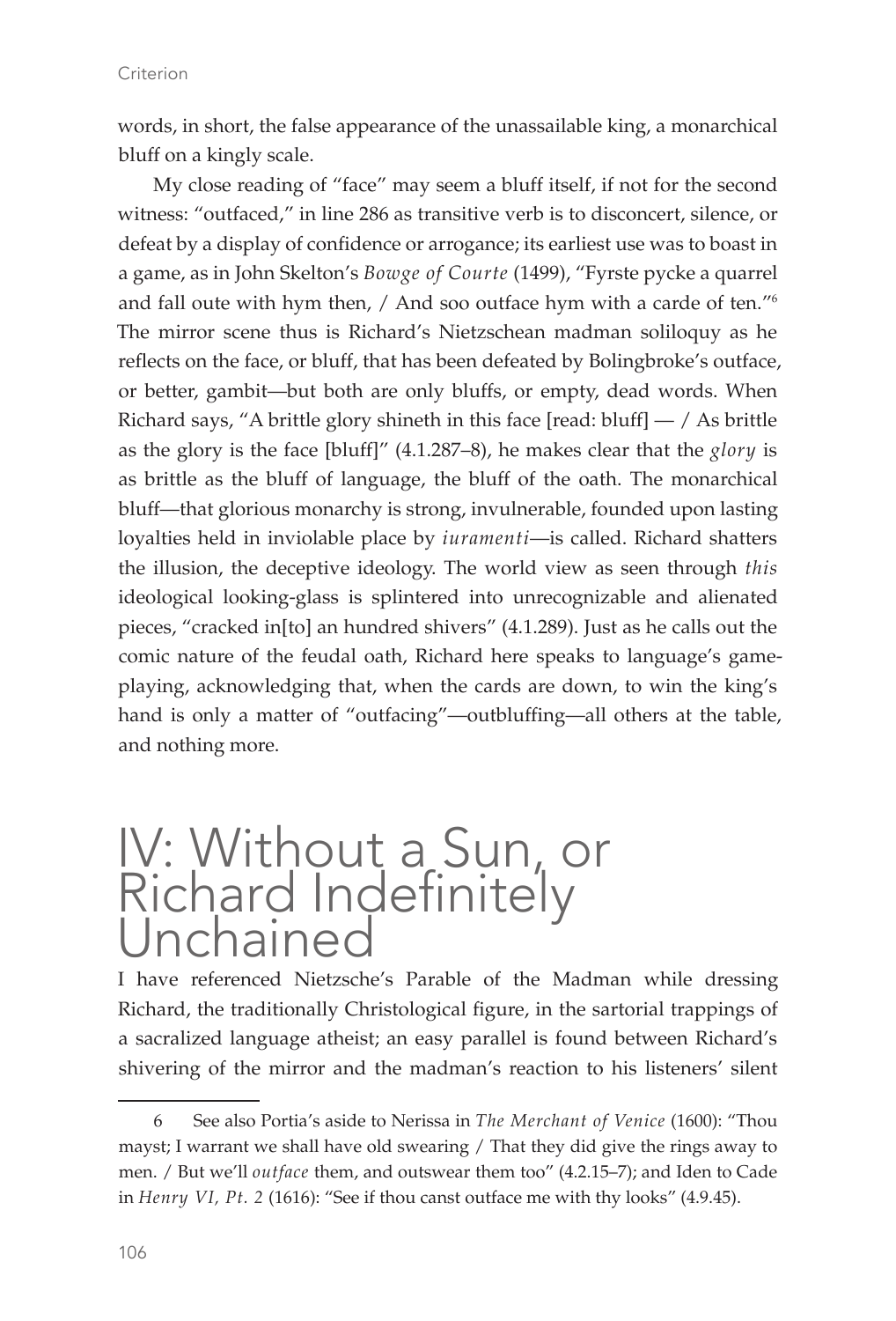words, in short, the false appearance of the unassailable king, a monarchical bluff on a kingly scale.

My close reading of "face" may seem a bluff itself, if not for the second witness: "outfaced," in line 286 as transitive verb is to disconcert, silence, or defeat by a display of confidence or arrogance; its earliest use was to boast in a game, as in John Skelton's *Bowge of Courte* (1499), "Fyrste pycke a quarrel and fall oute with hym then, / And soo outface hym with a carde of ten."[6] The mirror scene thus is Richard's Nietzschean madman soliloquy as he reflects on the face, or bluff, that has been defeated by Bolingbroke's outface, or better, gambit—but both are only bluffs, or empty, dead words. When Richard says, "A brittle glory shineth in this face [read: bluff] — / As brittle as the glory is the face [bluff]" (4.1.287–8), he makes clear that the *glory* is as brittle as the bluff of language, the bluff of the oath. The monarchical bluff—that glorious monarchy is strong, invulnerable, founded upon lasting loyalties held in inviolable place by *iuramenti*—is called. Richard shatters the illusion, the deceptive ideology. The world view as seen through *this* ideological looking-glass is splintered into unrecognizable and alienated pieces, "cracked in[to] an hundred shivers" (4.1.289). Just as he calls out the comic nature of the feudal oath, Richard here speaks to language's game-playing, acknowledging that, when the cards are down, to win the king's hand is only a matter of "outfacing"—outbluffing—all others at the table, and nothing more.

## IV: Without a Sun, or Richard Indefinitely Unchained

I have referenced Nietzsche's Parable of the Madman while dressing Richard, the traditionally Christological figure, in the sartorial trappings of a sacralized language atheist; an easy parallel is found between Richard's shivering of the mirror and the madman's reaction to his listeners' silent

---

6 See also Portia's aside to Nerissa in *The Merchant of Venice* (1600): "Thou mayst; I warrant we shall have old swearing / That they did give the rings away to men. / But we'll *outface* them, and outswear them too" (4.2.15–7); and Iden to Cade in *Henry VI, Pt. 2* (1616): "See if thou canst outface me with thy looks" (4.9.45).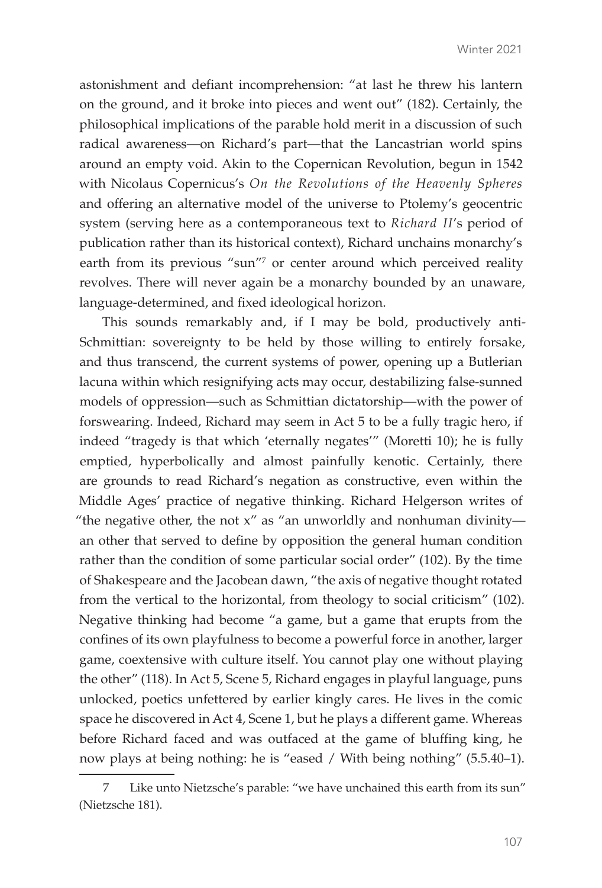astonishment and defiant incomprehension: "at last he threw his lantern on the ground, and it broke into pieces and went out" (182). Certainly, the philosophical implications of the parable hold merit in a discussion of such radical awareness—on Richard's part—that the Lancastrian world spins around an empty void. Akin to the Copernican Revolution, begun in 1542 with Nicolaus Copernicus's *On the Revolutions of the Heavenly Spheres* and offering an alternative model of the universe to Ptolemy's geocentric system (serving here as a contemporaneous text to *Richard II*'s period of publication rather than its historical context), Richard unchains monarchy's earth from its previous "sun"[7] or center around which perceived reality revolves. There will never again be a monarchy bounded by an unaware, language-determined, and fixed ideological horizon.

This sounds remarkably and, if I may be bold, productively anti-Schmittian: sovereignty to be held by those willing to entirely forsake, and thus transcend, the current systems of power, opening up a Butlerian lacuna within which resignifying acts may occur, destabilizing false-sunned models of oppression—such as Schmittian dictatorship—with the power of forswearing. Indeed, Richard may seem in Act 5 to be a fully tragic hero, if indeed "tragedy is that which 'eternally negates'" (Moretti 10); he is fully emptied, hyperbolically and almost painfully kenotic. Certainly, there are grounds to read Richard's negation as constructive, even within the Middle Ages' practice of negative thinking. Richard Helgerson writes of "the negative other, the not x" as "an unworldly and nonhuman divinity—an other that served to define by opposition the general human condition rather than the condition of some particular social order" (102). By the time of Shakespeare and the Jacobean dawn, "the axis of negative thought rotated from the vertical to the horizontal, from theology to social criticism" (102). Negative thinking had become "a game, but a game that erupts from the confines of its own playfulness to become a powerful force in another, larger game, coextensive with culture itself. You cannot play one without playing the other" (118). In Act 5, Scene 5, Richard engages in playful language, puns unlocked, poetics unfettered by earlier kingly cares. He lives in the comic space he discovered in Act 4, Scene 1, but he plays a different game. Whereas before Richard faced and was outfaced at the game of bluffing king, he now plays at being nothing: he is "eased / With being nothing" (5.5.40–1).

---

7 Like unto Nietzsche's parable: "we have unchained this earth from its sun" (Nietzsche 181).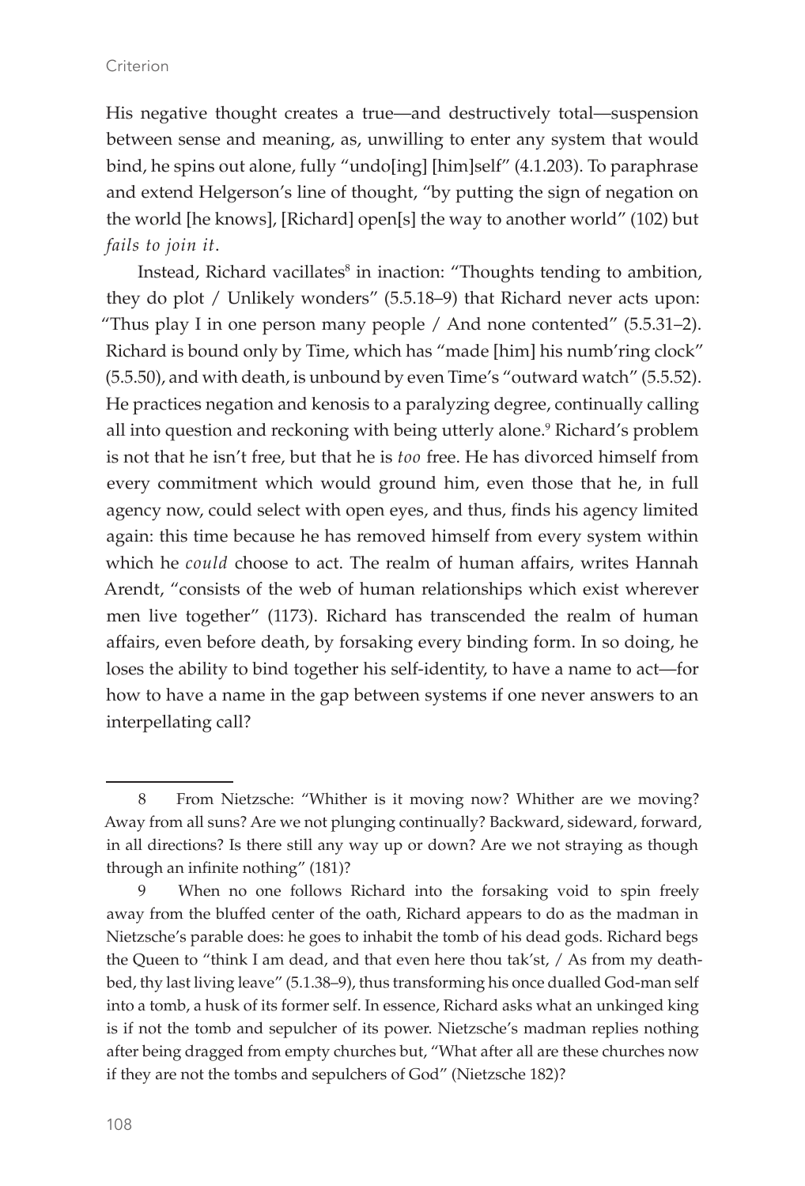His negative thought creates a true—and destructively total—suspension between sense and meaning, as, unwilling to enter any system that would bind, he spins out alone, fully "undo[ing] [him]self" (4.1.203). To paraphrase and extend Helgerson's line of thought, "by putting the sign of negation on the world [he knows], [Richard] open[s] the way to another world" (102) but *fails to join it*.

Instead, Richard vacillates[8] in inaction: "Thoughts tending to ambition, they do plot / Unlikely wonders" (5.5.18–9) that Richard never acts upon: "Thus play I in one person many people / And none contented" (5.5.31–2). Richard is bound only by Time, which has "made [him] his numb'ring clock" (5.5.50), and with death, is unbound by even Time's "outward watch" (5.5.52). He practices negation and kenosis to a paralyzing degree, continually calling all into question and reckoning with being utterly alone.[9] Richard's problem is not that he isn't free, but that he is *too* free. He has divorced himself from every commitment which would ground him, even those that he, in full agency now, could select with open eyes, and thus, finds his agency limited again: this time because he has removed himself from every system within which he *could* choose to act. The realm of human affairs, writes Hannah Arendt, "consists of the web of human relationships which exist wherever men live together" (1173). Richard has transcended the realm of human affairs, even before death, by forsaking every binding form. In so doing, he loses the ability to bind together his self-identity, to have a name to act—for how to have a name in the gap between systems if one never answers to an interpellating call?

---

8 From Nietzsche: "Whither is it moving now? Whither are we moving? Away from all suns? Are we not plunging continually? Backward, sideward, forward, in all directions? Is there still any way up or down? Are we not straying as though through an infinite nothing" (181)?

9 When no one follows Richard into the forsaking void to spin freely away from the bluffed center of the oath, Richard appears to do as the madman in Nietzsche's parable does: he goes to inhabit the tomb of his dead gods. Richard begs the Queen to "think I am dead, and that even here thou tak'st, / As from my death-bed, thy last living leave" (5.1.38–9), thus transforming his once dualled God-man self into a tomb, a husk of its former self. In essence, Richard asks what an unkinged king is if not the tomb and sepulcher of its power. Nietzsche's madman replies nothing after being dragged from empty churches but, "What after all are these churches now if they are not the tombs and sepulchers of God" (Nietzsche 182)?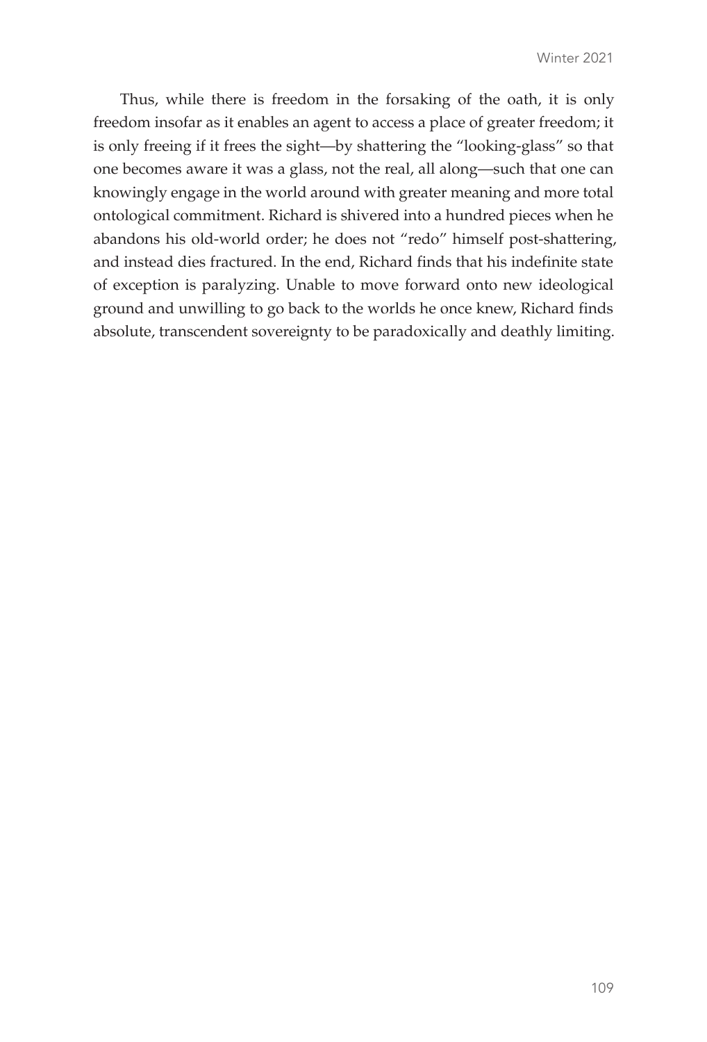Thus, while there is freedom in the forsaking of the oath, it is only freedom insofar as it enables an agent to access a place of greater freedom; it is only freeing if it frees the sight—by shattering the "looking-glass" so that one becomes aware it was a glass, not the real, all along—such that one can knowingly engage in the world around with greater meaning and more total ontological commitment. Richard is shivered into a hundred pieces when he abandons his old-world order; he does not "redo" himself post-shattering, and instead dies fractured. In the end, Richard finds that his indefinite state of exception is paralyzing. Unable to move forward onto new ideological ground and unwilling to go back to the worlds he once knew, Richard finds absolute, transcendent sovereignty to be paradoxically and deathly limiting.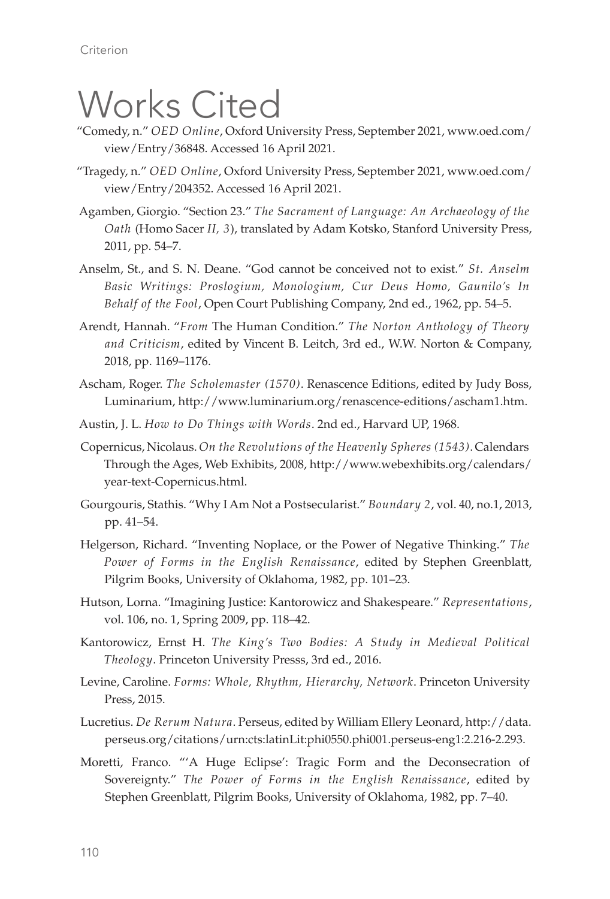# Works Cited

"Comedy, n." *OED Online*, Oxford University Press, September 2021, www.oed.com/view/Entry/36848. Accessed 16 April 2021.

"Tragedy, n." *OED Online*, Oxford University Press, September 2021, www.oed.com/view/Entry/204352. Accessed 16 April 2021.

Agamben, Giorgio. "Section 23." *The Sacrament of Language: An Archaeology of the Oath* (Homo Sacer *II, 3*), translated by Adam Kotsko, Stanford University Press, 2011, pp. 54–7.

Anselm, St., and S. N. Deane. "God cannot be conceived not to exist." *St. Anselm Basic Writings: Proslogium, Monologium, Cur Deus Homo, Gaunilo's In Behalf of the Fool*, Open Court Publishing Company, 2nd ed., 1962, pp. 54–5.

Arendt, Hannah. "*From* The Human Condition." *The Norton Anthology of Theory and Criticism*, edited by Vincent B. Leitch, 3rd ed., W.W. Norton & Company, 2018, pp. 1169–1176.

Ascham, Roger. *The Scholemaster (1570)*. Renascence Editions, edited by Judy Boss, Luminarium, http://www.luminarium.org/renascence-editions/ascham1.htm.

Austin, J. L. *How to Do Things with Words*. 2nd ed., Harvard UP, 1968.

Copernicus, Nicolaus. *On the Revolutions of the Heavenly Spheres (1543)*. Calendars Through the Ages, Web Exhibits, 2008, http://www.webexhibits.org/calendars/year-text-Copernicus.html.

Gourgouris, Stathis. "Why I Am Not a Postsecularist." *Boundary 2*, vol. 40, no.1, 2013, pp. 41–54.

Helgerson, Richard. "Inventing Noplace, or the Power of Negative Thinking." *The Power of Forms in the English Renaissance*, edited by Stephen Greenblatt, Pilgrim Books, University of Oklahoma, 1982, pp. 101–23.

Hutson, Lorna. "Imagining Justice: Kantorowicz and Shakespeare." *Representations*, vol. 106, no. 1, Spring 2009, pp. 118–42.

Kantorowicz, Ernst H. *The King's Two Bodies: A Study in Medieval Political Theology*. Princeton University Presss, 3rd ed., 2016.

Levine, Caroline. *Forms: Whole, Rhythm, Hierarchy, Network*. Princeton University Press, 2015.

Lucretius. *De Rerum Natura*. Perseus, edited by William Ellery Leonard, http://data.perseus.org/citations/urn:cts:latinLit:phi0550.phi001.perseus-eng1:2.216-2.293.

Moretti, Franco. "'A Huge Eclipse': Tragic Form and the Deconsecration of Sovereignty." *The Power of Forms in the English Renaissance*, edited by Stephen Greenblatt, Pilgrim Books, University of Oklahoma, 1982, pp. 7–40.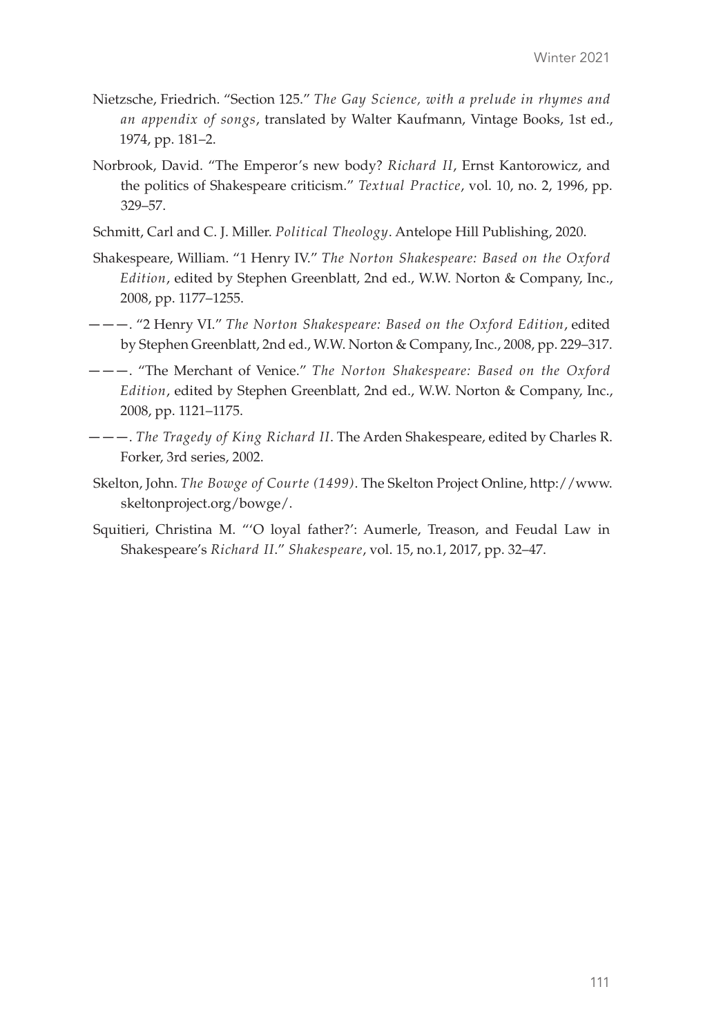Nietzsche, Friedrich. "Section 125." *The Gay Science, with a prelude in rhymes and an appendix of songs*, translated by Walter Kaufmann, Vintage Books, 1st ed., 1974, pp. 181–2.

Norbrook, David. "The Emperor's new body? *Richard II*, Ernst Kantorowicz, and the politics of Shakespeare criticism." *Textual Practice*, vol. 10, no. 2, 1996, pp. 329–57.

Schmitt, Carl and C. J. Miller. *Political Theology*. Antelope Hill Publishing, 2020.

Shakespeare, William. "1 Henry IV." *The Norton Shakespeare: Based on the Oxford Edition*, edited by Stephen Greenblatt, 2nd ed., W.W. Norton & Company, Inc., 2008, pp. 1177–1255.

———. "2 Henry VI." *The Norton Shakespeare: Based on the Oxford Edition*, edited by Stephen Greenblatt, 2nd ed., W.W. Norton & Company, Inc., 2008, pp. 229–317.

———. "The Merchant of Venice." *The Norton Shakespeare: Based on the Oxford Edition*, edited by Stephen Greenblatt, 2nd ed., W.W. Norton & Company, Inc., 2008, pp. 1121–1175.

———. *The Tragedy of King Richard II*. The Arden Shakespeare, edited by Charles R. Forker, 3rd series, 2002.

Skelton, John. *The Bowge of Courte (1499)*. The Skelton Project Online, http://www.skeltonproject.org/bowge/.

Squitieri, Christina M. "'O loyal father?': Aumerle, Treason, and Feudal Law in Shakespeare's *Richard II*." *Shakespeare*, vol. 15, no.1, 2017, pp. 32–47.